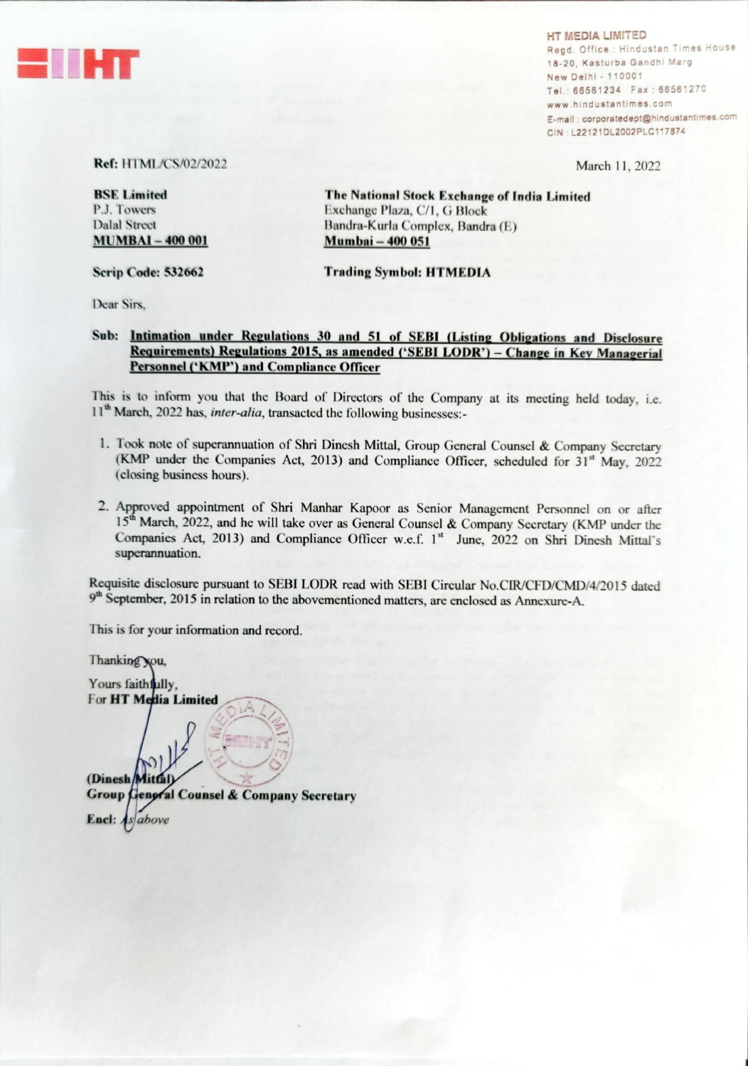HT MEDIA LIMITED
Regd. Office : Hindustan Times House
18-20, Kasturba Gandhi Marg
New Delhi - 110001
Tel.: 66561234 Fax : 66561270
www.hindustantimes.com
E-mail : corporatedept@hindustantimes.com
CIN : L22121DL2002PLC117874

**Ref:** HTML/CS/02/2022

March 11, 2022

**BSE Limited**
P.J. Towers
Dalal Street
**MUMBAI – 400 001**

**The National Stock Exchange of India Limited**
Exchange Plaza, C/1, G Block
Bandra-Kurla Complex, Bandra (E)
**Mumbai – 400 051**

**Scrip Code: 532662**

**Trading Symbol: HTMEDIA**

Dear Sirs,

**Sub: Intimation under Regulations 30 and 51 of SEBI (Listing Obligations and Disclosure Requirements) Regulations 2015, as amended ('SEBI LODR') – Change in Key Managerial Personnel ('KMP') and Compliance Officer**

This is to inform you that the Board of Directors of the Company at its meeting held today, i.e. 11th March, 2022 has, *inter-alia*, transacted the following businesses:-

1. Took note of superannuation of Shri Dinesh Mittal, Group General Counsel & Company Secretary (KMP under the Companies Act, 2013) and Compliance Officer, scheduled for 31st May, 2022 (closing business hours).

2. Approved appointment of Shri Manhar Kapoor as Senior Management Personnel on or after 15th March, 2022, and he will take over as General Counsel & Company Secretary (KMP under the Companies Act, 2013) and Compliance Officer w.e.f. 1st June, 2022 on Shri Dinesh Mittal's superannuation.

Requisite disclosure pursuant to SEBI LODR read with SEBI Circular No.CIR/CFD/CMD/4/2015 dated 9th September, 2015 in relation to the abovementioned matters, are enclosed as Annexure-A.

This is for your information and record.

Thanking you,

Yours faithfully,
For **HT Media Limited**

**(Dinesh Mittal)**
**Group General Counsel & Company Secretary**

**Encl:** *As above*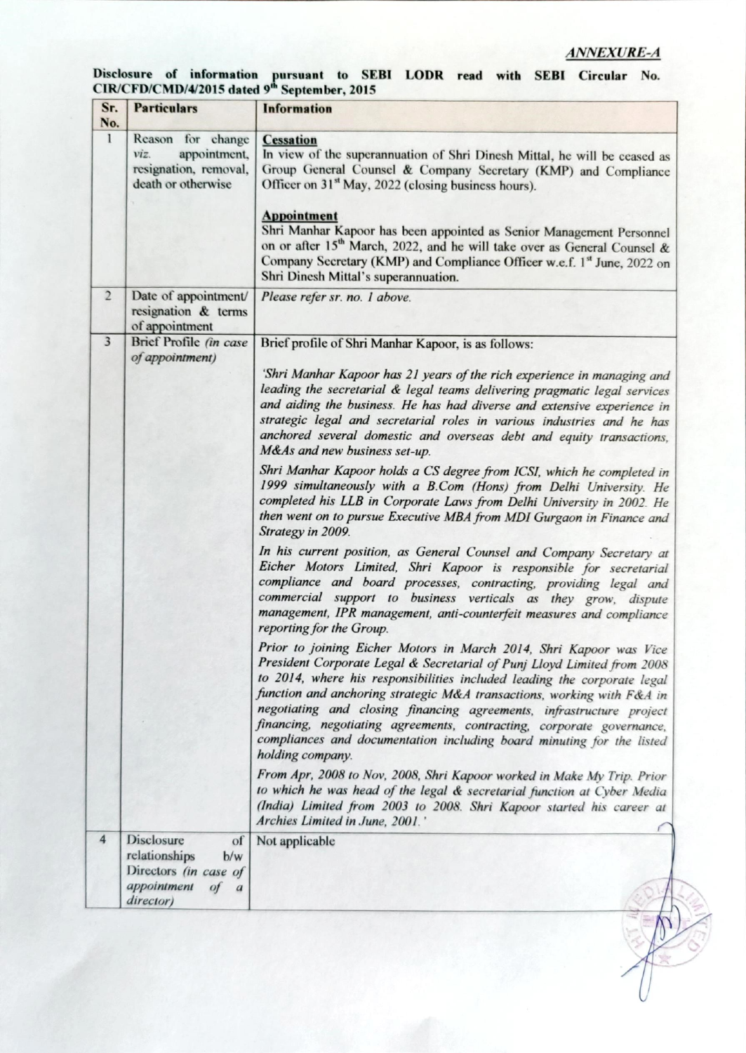***ANNEXURE-A***

**Disclosure of information pursuant to SEBI LODR read with SEBI Circular No. CIR/CFD/CMD/4/2015 dated 9th September, 2015**

| Sr. No. | Particulars | Information |
|---|---|---|
| 1 | Reason for change *viz.* appointment, resignation, removal, death or otherwise | **Cessation**<br>In view of the superannuation of Shri Dinesh Mittal, he will be ceased as Group General Counsel & Company Secretary (KMP) and Compliance Officer on 31st May, 2022 (closing business hours).<br><br>**Appointment**<br>Shri Manhar Kapoor has been appointed as Senior Management Personnel on or after 15th March, 2022, and he will take over as General Counsel & Company Secretary (KMP) and Compliance Officer w.e.f. 1st June, 2022 on Shri Dinesh Mittal's superannuation. |
| 2 | Date of appointment/ resignation & terms of appointment | *Please refer sr. no. 1 above.* |
| 3 | Brief Profile *(in case of appointment)* | Brief profile of Shri Manhar Kapoor, is as follows:<br><br>*'Shri Manhar Kapoor has 21 years of the rich experience in managing and leading the secretarial & legal teams delivering pragmatic legal services and aiding the business. He has had diverse and extensive experience in strategic legal and secretarial roles in various industries and he has anchored several domestic and overseas debt and equity transactions, M&As and new business set-up.*<br><br>*Shri Manhar Kapoor holds a CS degree from ICSI, which he completed in 1999 simultaneously with a B.Com (Hons) from Delhi University. He completed his LLB in Corporate Laws from Delhi University in 2002. He then went on to pursue Executive MBA from MDI Gurgaon in Finance and Strategy in 2009.*<br><br>*In his current position, as General Counsel and Company Secretary at Eicher Motors Limited, Shri Kapoor is responsible for secretarial compliance and board processes, contracting, providing legal and commercial support to business verticals as they grow, dispute management, IPR management, anti-counterfeit measures and compliance reporting for the Group.*<br><br>*Prior to joining Eicher Motors in March 2014, Shri Kapoor was Vice President Corporate Legal & Secretarial of Punj Lloyd Limited from 2008 to 2014, where his responsibilities included leading the corporate legal function and anchoring strategic M&A transactions, working with F&A in negotiating and closing financing agreements, infrastructure project financing, negotiating agreements, contracting, corporate governance, compliances and documentation including board minuting for the listed holding company.*<br><br>*From Apr, 2008 to Nov, 2008, Shri Kapoor worked in Make My Trip. Prior to which he was head of the legal & secretarial function at Cyber Media (India) Limited from 2003 to 2008. Shri Kapoor started his career at Archies Limited in June, 2001.'* |
| 4 | Disclosure of relationships b/w Directors *(in case of appointment of a director)* | Not applicable |